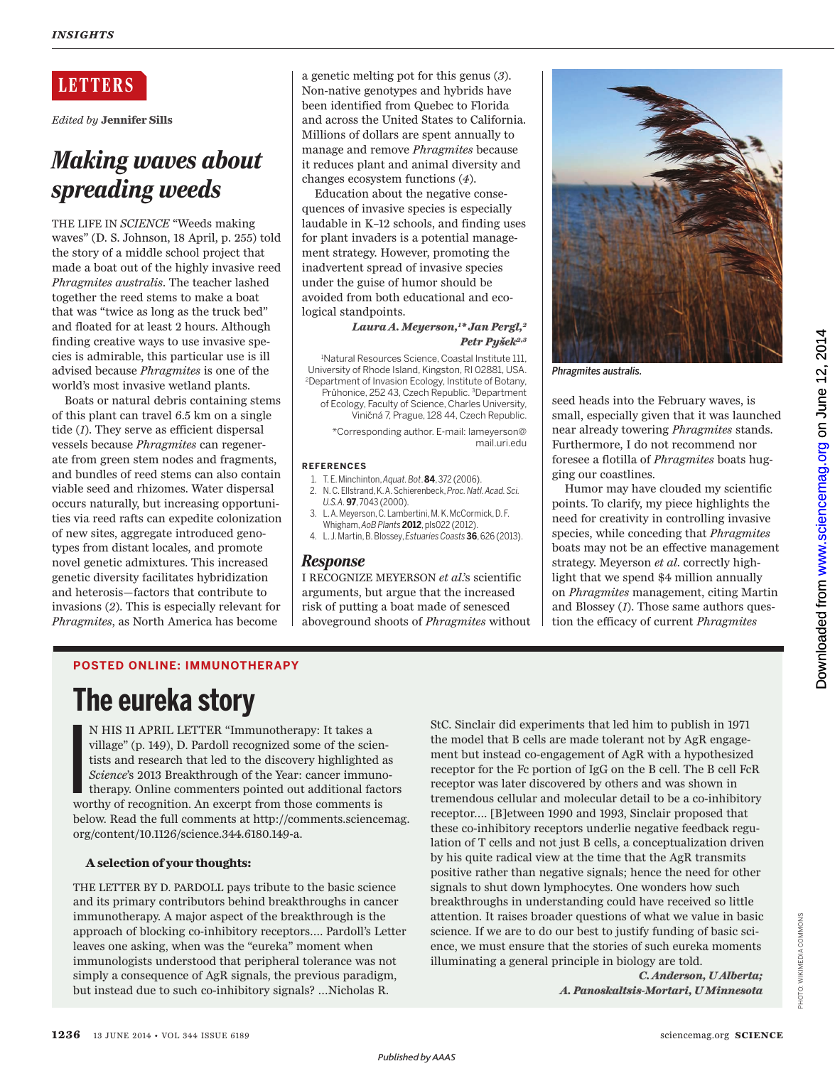# LETTERS

*Edited by* **Jennifer Sills**

## *Making waves about spreading weeds*

THE LIFE IN *SCIENCE* "Weeds making waves" (D. S. Johnson, 18 April, p. 255) told the story of a middle school project that made a boat out of the highly invasive reed *Phragmites australis*. The teacher lashed together the reed stems to make a boat that was "twice as long as the truck bed" and floated for at least 2 hours. Although finding creative ways to use invasive species is admirable, this particular use is ill advised because *Phragmites* is one of the world's most invasive wetland plants.

Boats or natural debris containing stems of this plant can travel 6.5 km on a single tide (*1*). They serve as efficient dispersal vessels because *Phragmites* can regenerate from green stem nodes and fragments, and bundles of reed stems can also contain viable seed and rhizomes. Water dispersal occurs naturally, but increasing opportunities via reed rafts can expedite colonization of new sites, aggregate introduced genotypes from distant locales, and promote novel genetic admixtures. This increased genetic diversity facilitates hybridization and heterosis—factors that contribute to invasions (*2*). This is especially relevant for *Phragmites*, as North America has become a genetic melting pot for this genus (*3*). Non-native genotypes and hybrids have been identified from Quebec to Florida and across the United States to California. Millions of dollars are spent annually to manage and remove *Phragmites* because it reduces plant and animal diversity and changes ecosystem functions (*4*).

Education about the negative consequences of invasive species is especially laudable in K–12 schools, and finding uses for plant invaders is a potential management strategy. However, promoting the inadvertent spread of invasive species under the guise of humor should be avoided from both educational and ecological standpoints.

***Laura A. Meyerson,[1]\* Jan Pergl,[2] Petr Pyšek[2,3]***

[1]Natural Resources Science, Coastal Institute 111, University of Rhode Island, Kingston, RI 02881, USA. [2]Department of Invasion Ecology, Institute of Botany, Průhonice, 252 43, Czech Republic. [3]Department of Ecology, Faculty of Science, Charles University, Viničná 7, Prague, 128 44, Czech Republic.

*Corresponding author. E-mail: lameyerson@mail.uri.edu

#### REFERENCES

1. T. E. Minchinton, *Aquat. Bot.* **84**, 372 (2006).
2. N. C. Ellstrand, K. A. Schierenbeck, *Proc. Natl. Acad. Sci. U.S.A.* **97**, 7043 (2000).
3. L. A. Meyerson, C. Lambertini, M. K. McCormick, D. F. Whigham, *AoB Plants* **2012**, pls022 (2012).
4. L. J. Martin, B. Blossey, *Estuaries Coasts* **36**, 626 (2013).

### *Response*

I RECOGNIZE MEYERSON *et al.*'s scientific arguments, but argue that the increased risk of putting a boat made of senesced aboveground shoots of *Phragmites* without seed heads into the February waves, is small, especially given that it was launched near already towering *Phragmites* stands. Furthermore, I do not recommend nor foresee a flotilla of *Phragmites* boats hugging our coastlines.

Humor may have clouded my scientific points. To clarify, my piece highlights the need for creativity in controlling invasive species, while conceding that *Phragmites* boats may not be an effective management strategy. Meyerson *et al.* correctly highlight that we spend $4 million annually on *Phragmites* management, citing Martin and Blossey (*1*). Those same authors question the efficacy of current *Phragmites*

*Phragmites australis.*

---

**POSTED ONLINE: IMMUNOTHERAPY**

## The eureka story

IN HIS 11 APRIL LETTER "Immunotherapy: It takes a village" (p. 149), D. Pardoll recognized some of the scientists and research that led to the discovery highlighted as *Science*'s 2013 Breakthrough of the Year: cancer immunotherapy. Online commenters pointed out additional factors worthy of recognition. An excerpt from those comments is below. Read the full comments at http://comments.sciencemag.org/content/10.1126/science.344.6180.149-a.

**A selection of your thoughts:**

THE LETTER BY D. PARDOLL pays tribute to the basic science and its primary contributors behind breakthroughs in cancer immunotherapy. A major aspect of the breakthrough is the approach of blocking co-inhibitory receptors.... Pardoll's Letter leaves one asking, when was the "eureka" moment when immunologists understood that peripheral tolerance was not simply a consequence of AgR signals, the previous paradigm, but instead due to such co-inhibitory signals? ...Nicholas R. StC. Sinclair did experiments that led him to publish in 1971 the model that B cells are made tolerant not by AgR engagement but instead co-engagement of AgR with a hypothesized receptor for the Fc portion of IgG on the B cell. The B cell FcR receptor was later discovered by others and was shown in tremendous cellular and molecular detail to be a co-inhibitory receptor.... [B]etween 1990 and 1993, Sinclair proposed that these co-inhibitory receptors underlie negative feedback regulation of T cells and not just B cells, a conceptualization driven by his quite radical view at the time that the AgR transmits positive rather than negative signals; hence the need for other signals to shut down lymphocytes. One wonders how such breakthroughs in understanding could have received so little attention. It raises broader questions of what we value in basic science. If we are to do our best to justify funding of basic science, we must ensure that the stories of such eureka moments illuminating a general principle in biology are told.

***C. Anderson, U Alberta; A. Panoskaltsis-Mortari, U Minnesota***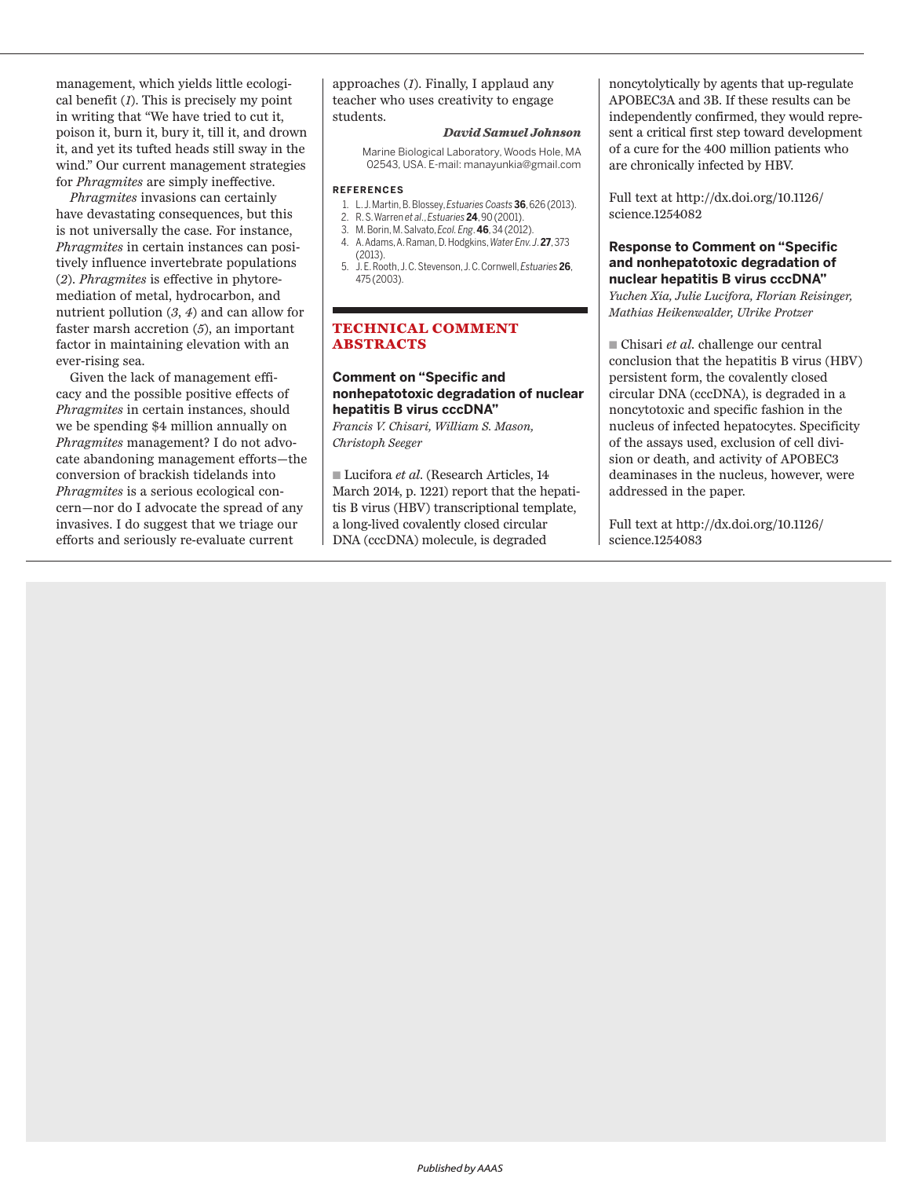management, which yields little ecological benefit (*1*). This is precisely my point in writing that "We have tried to cut it, poison it, burn it, bury it, till it, and drown it, and yet its tufted heads still sway in the wind." Our current management strategies for *Phragmites* are simply ineffective.

*Phragmites* invasions can certainly have devastating consequences, but this is not universally the case. For instance, *Phragmites* in certain instances can positively influence invertebrate populations (*2*). *Phragmites* is effective in phytoremediation of metal, hydrocarbon, and nutrient pollution (*3*, *4*) and can allow for faster marsh accretion (*5*), an important factor in maintaining elevation with an ever-rising sea.

Given the lack of management efficacy and the possible positive effects of *Phragmites* in certain instances, should we be spending $4 million annually on *Phragmites* management? I do not advocate abandoning management efforts—the conversion of brackish tidelands into *Phragmites* is a serious ecological concern—nor do I advocate the spread of any invasives. I do suggest that we triage our efforts and seriously re-evaluate current approaches (*1*). Finally, I applaud any teacher who uses creativity to engage students.

***David Samuel Johnson***

Marine Biological Laboratory, Woods Hole, MA 02543, USA. E-mail: manayunkia@gmail.com

**REFERENCES**

1. L. J. Martin, B. Blossey, *Estuaries Coasts* **36**, 626 (2013).
2. R. S. Warren *et al.*, *Estuaries* **24**, 90 (2001).
3. M. Borin, M. Salvato, *Ecol. Eng.* **46**, 34 (2012).
4. A. Adams, A. Raman, D. Hodgkins, *Water Env. J.* **27**, 373 (2013).
5. J. E. Rooth, J. C. Stevenson, J. C. Cornwell, *Estuaries* **26**, 475 (2003).

## TECHNICAL COMMENT ABSTRACTS

### Comment on "Specific and nonhepatotoxic degradation of nuclear hepatitis B virus cccDNA"

*Francis V. Chisari, William S. Mason, Christoph Seeger*

Lucifora *et al.* (Research Articles, 14 March 2014, p. 1221) report that the hepatitis B virus (HBV) transcriptional template, a long-lived covalently closed circular DNA (cccDNA) molecule, is degraded noncytolytically by agents that up-regulate APOBEC3A and 3B. If these results can be independently confirmed, they would represent a critical first step toward development of a cure for the 400 million patients who are chronically infected by HBV.

Full text at http://dx.doi.org/10.1126/science.1254082

### Response to Comment on "Specific and nonhepatotoxic degradation of nuclear hepatitis B virus cccDNA"

*Yuchen Xia, Julie Lucifora, Florian Reisinger, Mathias Heikenwalder, Ulrike Protzer*

Chisari *et al.* challenge our central conclusion that the hepatitis B virus (HBV) persistent form, the covalently closed circular DNA (cccDNA), is degraded in a noncytotoxic and specific fashion in the nucleus of infected hepatocytes. Specificity of the assays used, exclusion of cell division or death, and activity of APOBEC3 deaminases in the nucleus, however, were addressed in the paper.

Full text at http://dx.doi.org/10.1126/science.1254083